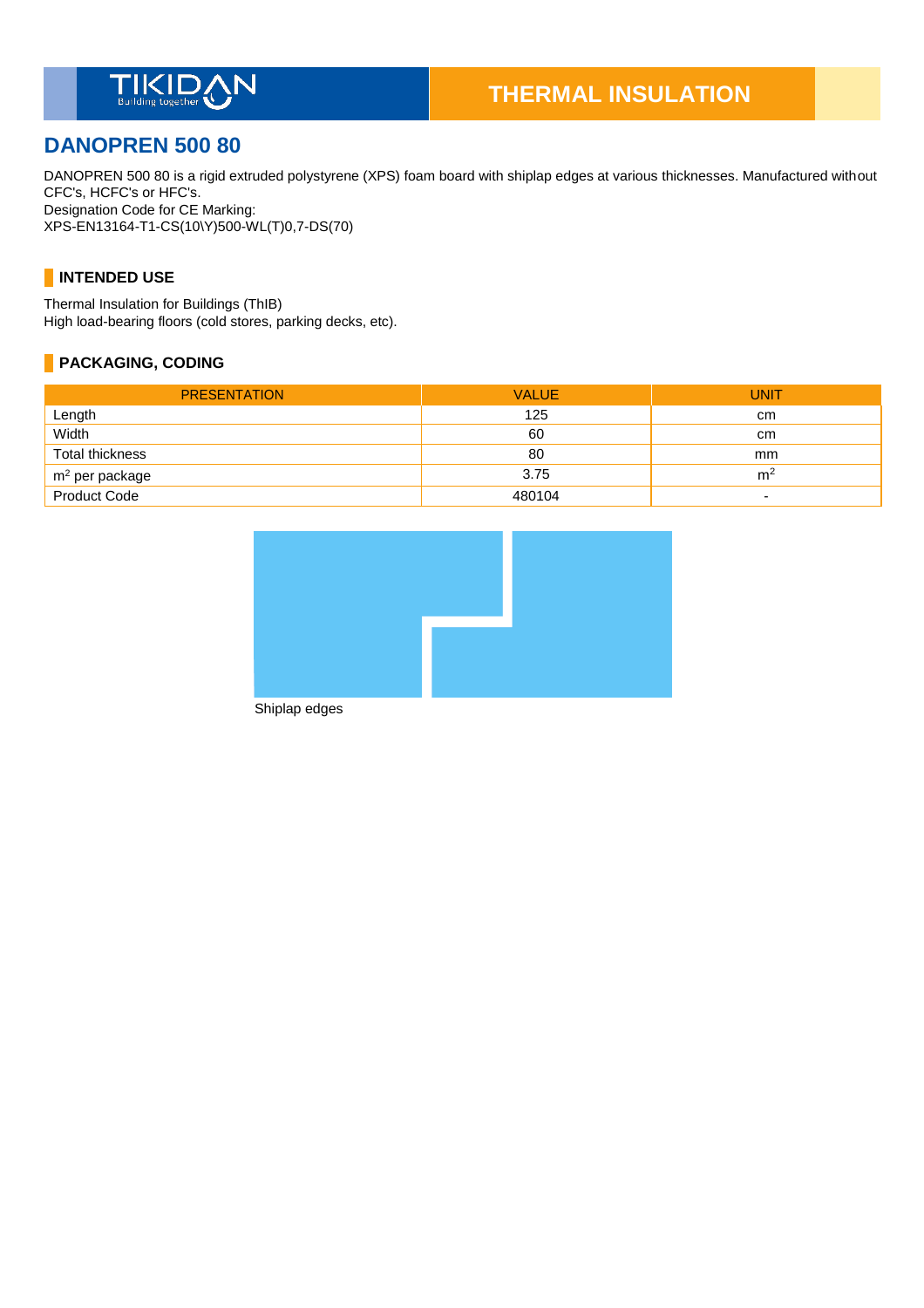TIKIDAN
Building together

THERMAL INSULATION

# DANOPREN 500 80

DANOPREN 500 80 is a rigid extruded polystyrene (XPS) foam board with shiplap edges at various thicknesses. Manufactured without CFC's, HCFC's or HFC's.
Designation Code for CE Marking:
XPS-EN13164-T1-CS(10\Y)500-WL(T)0,7-DS(70)

## INTENDED USE

Thermal Insulation for Buildings (ThIB)
High load-bearing floors (cold stores, parking decks, etc).

## PACKAGING, CODING

| PRESENTATION | VALUE | UNIT |
|---|---|---|
| Length | 125 | cm |
| Width | 60 | cm |
| Total thickness | 80 | mm |
| $m^2$ per package | 3.75 | $m^2$ |
| Product Code | 480104 | - |

Shiplap edges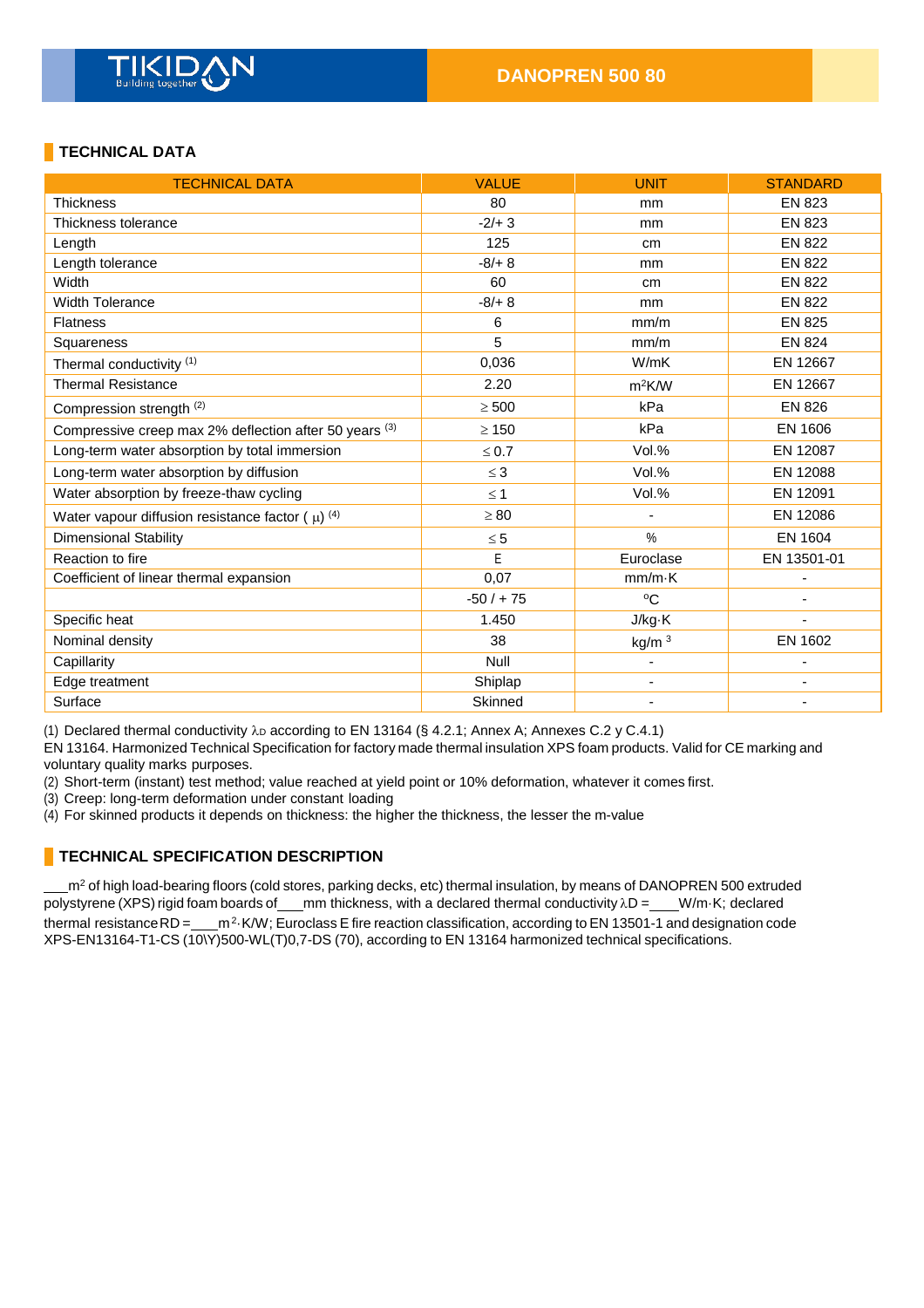## TECHNICAL DATA

| TECHNICAL DATA | VALUE | UNIT | STANDARD |
|---|---|---|---|
| Thickness | 80 | mm | EN 823 |
| Thickness tolerance | -2/+ 3 | mm | EN 823 |
| Length | 125 | cm | EN 822 |
| Length tolerance | -8/+ 8 | mm | EN 822 |
| Width | 60 | cm | EN 822 |
| Width Tolerance | -8/+ 8 | mm | EN 822 |
| Flatness | 6 | mm/m | EN 825 |
| Squareness | 5 | mm/m | EN 824 |
| Thermal conductivity (1) | 0,036 | W/mK | EN 12667 |
| Thermal Resistance | 2.20 | $m^2$K/W | EN 12667 |
| Compression strength (2) | ≥ 500 | kPa | EN 826 |
| Compressive creep max 2% deflection after 50 years (3) | ≥ 150 | kPa | EN 1606 |
| Long-term water absorption by total immersion | ≤ 0.7 | Vol.% | EN 12087 |
| Long-term water absorption by diffusion | ≤ 3 | Vol.% | EN 12088 |
| Water absorption by freeze-thaw cycling | ≤ 1 | Vol.% | EN 12091 |
| Water vapour diffusion resistance factor ( $\mu$) (4) | ≥ 80 | - | EN 12086 |
| Dimensional Stability | ≤ 5 | % | EN 1604 |
| Reaction to fire | E | Euroclase | EN 13501-01 |
| Coefficient of linear thermal expansion | 0,07 | mm/m·K | - |
| | -50 / + 75 | ºC | - |
| Specific heat | 1.450 | J/kg·K | - |
| Nominal density | 38 | kg/m $^3$ | EN 1602 |
| Capillarity | Null | - | - |
| Edge treatment | Shiplap | - | - |
| Surface | Skinned | - | - |

(1) Declared thermal conductivity $\lambda_D$ according to EN 13164 (§ 4.2.1; Annex A; Annexes C.2 y C.4.1)
EN 13164. Harmonized Technical Specification for factory made thermal insulation XPS foam products. Valid for CE marking and voluntary quality marks purposes.
(2) Short-term (instant) test method; value reached at yield point or 10% deformation, whatever it comes first.
(3) Creep: long-term deformation under constant loading
(4) For skinned products it depends on thickness: the higher the thickness, the lesser the m-value

## TECHNICAL SPECIFICATION DESCRIPTION

___$m^2$ of high load-bearing floors (cold stores, parking decks, etc) thermal insulation, by means of DANOPREN 500 extruded polystyrene (XPS) rigid foam boards of___mm thickness, with a declared thermal conductivity $\lambda$D = ___W/m·K; declared thermal resistance RD = ___$m^2$·K/W; Euroclass E fire reaction classification, according to EN 13501-1 and designation code XPS-EN13164-T1-CS (10\Y)500-WL(T)0,7-DS (70), according to EN 13164 harmonized technical specifications.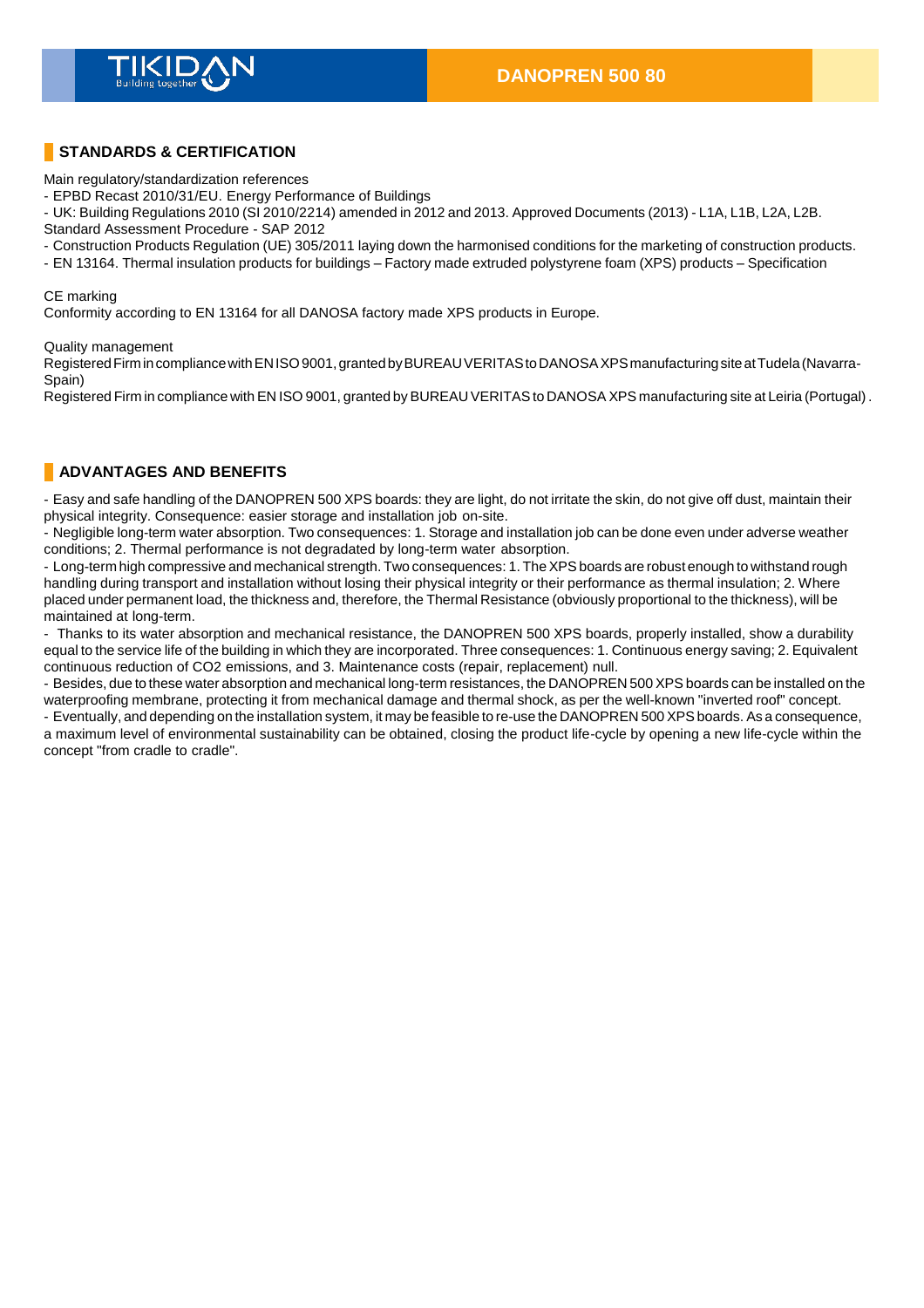## STANDARDS & CERTIFICATION

Main regulatory/standardization references

- EPBD Recast 2010/31/EU. Energy Performance of Buildings
- UK: Building Regulations 2010 (SI 2010/2214) amended in 2012 and 2013. Approved Documents (2013) - L1A, L1B, L2A, L2B. Standard Assessment Procedure - SAP 2012
- Construction Products Regulation (UE) 305/2011 laying down the harmonised conditions for the marketing of construction products.
- EN 13164. Thermal insulation products for buildings – Factory made extruded polystyrene foam (XPS) products – Specification

CE marking

Conformity according to EN 13164 for all DANOSA factory made XPS products in Europe.

Quality management

Registered Firm in compliance with EN ISO 9001, granted by BUREAU VERITAS to DANOSA XPS manufacturing site at Tudela (Navarra-Spain)

Registered Firm in compliance with EN ISO 9001, granted by BUREAU VERITAS to DANOSA XPS manufacturing site at Leiria (Portugal) .

## ADVANTAGES AND BENEFITS

- Easy and safe handling of the DANOPREN 500 XPS boards: they are light, do not irritate the skin, do not give off dust, maintain their physical integrity. Consequence: easier storage and installation job on-site.
- Negligible long-term water absorption. Two consequences: 1. Storage and installation job can be done even under adverse weather conditions; 2. Thermal performance is not degradated by long-term water absorption.
- Long-term high compressive and mechanical strength. Two consequences: 1. The XPS boards are robust enough to withstand rough handling during transport and installation without losing their physical integrity or their performance as thermal insulation; 2. Where placed under permanent load, the thickness and, therefore, the Thermal Resistance (obviously proportional to the thickness), will be maintained at long-term.
- Thanks to its water absorption and mechanical resistance, the DANOPREN 500 XPS boards, properly installed, show a durability equal to the service life of the building in which they are incorporated. Three consequences: 1. Continuous energy saving; 2. Equivalent continuous reduction of $CO_2$ emissions, and 3. Maintenance costs (repair, replacement) null.
- Besides, due to these water absorption and mechanical long-term resistances, the DANOPREN 500 XPS boards can be installed on the waterproofing membrane, protecting it from mechanical damage and thermal shock, as per the well-known "inverted roof" concept.
- Eventually, and depending on the installation system, it may be feasible to re-use the DANOPREN 500 XPS boards. As a consequence, a maximum level of environmental sustainability can be obtained, closing the product life-cycle by opening a new life-cycle within the concept "from cradle to cradle".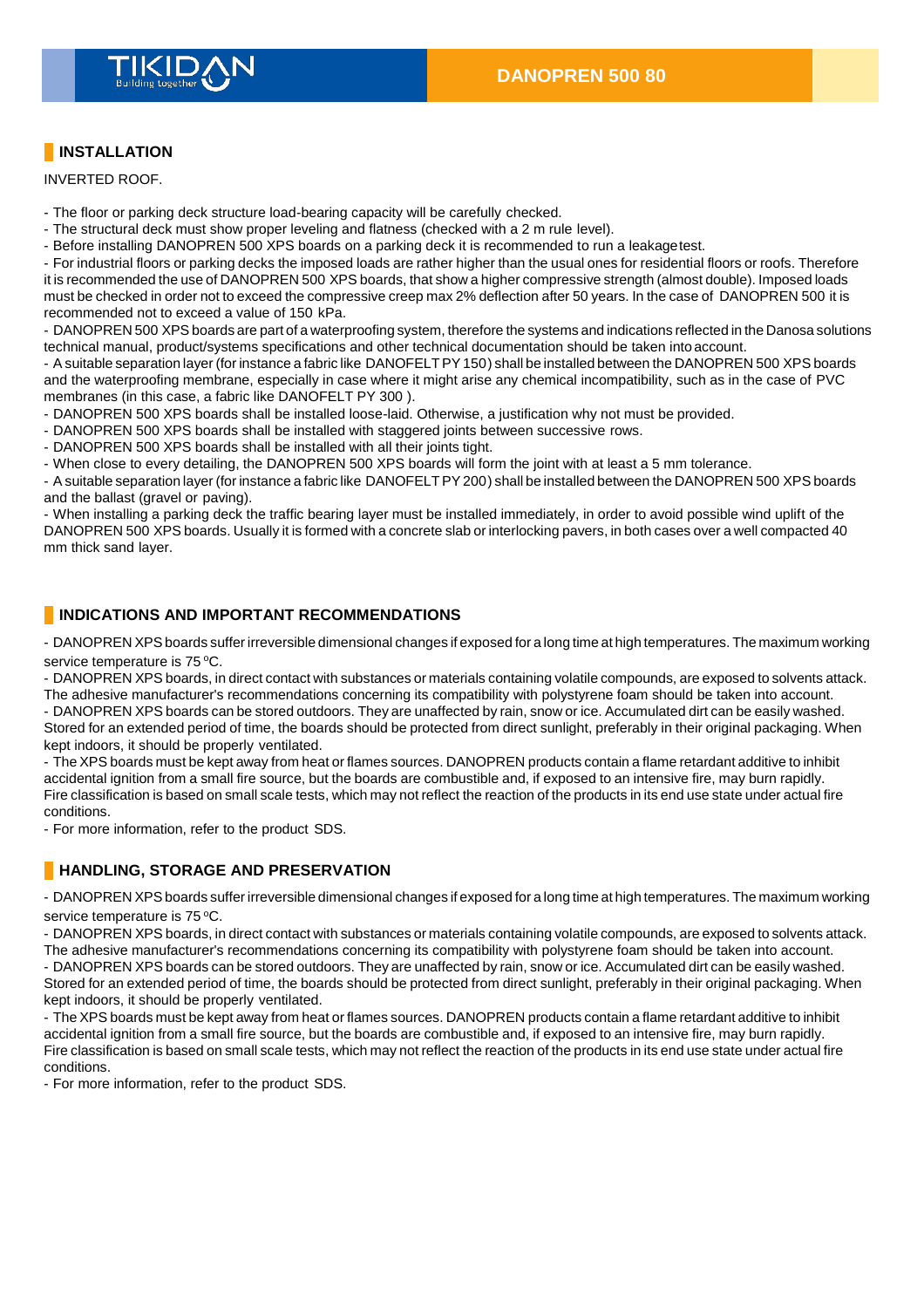## INSTALLATION

INVERTED ROOF.

- The floor or parking deck structure load-bearing capacity will be carefully checked.
- The structural deck must show proper leveling and flatness (checked with a 2 m rule level).
- Before installing DANOPREN 500 XPS boards on a parking deck it is recommended to run a leakage test.
- For industrial floors or parking decks the imposed loads are rather higher than the usual ones for residential floors or roofs. Therefore it is recommended the use of DANOPREN 500 XPS boards, that show a higher compressive strength (almost double). Imposed loads must be checked in order not to exceed the compressive creep max 2% deflection after 50 years. In the case of DANOPREN 500 it is recommended not to exceed a value of 150 kPa.
- DANOPREN 500 XPS boards are part of a waterproofing system, therefore the systems and indications reflected in the Danosa solutions technical manual, product/systems specifications and other technical documentation should be taken into account.
- A suitable separation layer (for instance a fabric like DANOFELT PY 150) shall be installed between the DANOPREN 500 XPS boards and the waterproofing membrane, especially in case where it might arise any chemical incompatibility, such as in the case of PVC membranes (in this case, a fabric like DANOFELT PY 300 ).
- DANOPREN 500 XPS boards shall be installed loose-laid. Otherwise, a justification why not must be provided.
- DANOPREN 500 XPS boards shall be installed with staggered joints between successive rows.
- DANOPREN 500 XPS boards shall be installed with all their joints tight.
- When close to every detailing, the DANOPREN 500 XPS boards will form the joint with at least a 5 mm tolerance.
- A suitable separation layer (for instance a fabric like DANOFELT PY 200) shall be installed between the DANOPREN 500 XPS boards and the ballast (gravel or paving).
- When installing a parking deck the traffic bearing layer must be installed immediately, in order to avoid possible wind uplift of the DANOPREN 500 XPS boards. Usually it is formed with a concrete slab or interlocking pavers, in both cases over a well compacted 40 mm thick sand layer.

## INDICATIONS AND IMPORTANT RECOMMENDATIONS

- DANOPREN XPS boards suffer irreversible dimensional changes if exposed for a long time at high temperatures. The maximum working service temperature is 75 ºC.
- DANOPREN XPS boards, in direct contact with substances or materials containing volatile compounds, are exposed to solvents attack. The adhesive manufacturer's recommendations concerning its compatibility with polystyrene foam should be taken into account.
- DANOPREN XPS boards can be stored outdoors. They are unaffected by rain, snow or ice. Accumulated dirt can be easily washed. Stored for an extended period of time, the boards should be protected from direct sunlight, preferably in their original packaging. When kept indoors, it should be properly ventilated.
- The XPS boards must be kept away from heat or flames sources. DANOPREN products contain a flame retardant additive to inhibit accidental ignition from a small fire source, but the boards are combustible and, if exposed to an intensive fire, may burn rapidly. Fire classification is based on small scale tests, which may not reflect the reaction of the products in its end use state under actual fire conditions.
- For more information, refer to the product SDS.

## HANDLING, STORAGE AND PRESERVATION

- DANOPREN XPS boards suffer irreversible dimensional changes if exposed for a long time at high temperatures. The maximum working service temperature is 75 ºC.
- DANOPREN XPS boards, in direct contact with substances or materials containing volatile compounds, are exposed to solvents attack. The adhesive manufacturer's recommendations concerning its compatibility with polystyrene foam should be taken into account.
- DANOPREN XPS boards can be stored outdoors. They are unaffected by rain, snow or ice. Accumulated dirt can be easily washed. Stored for an extended period of time, the boards should be protected from direct sunlight, preferably in their original packaging. When kept indoors, it should be properly ventilated.
- The XPS boards must be kept away from heat or flames sources. DANOPREN products contain a flame retardant additive to inhibit accidental ignition from a small fire source, but the boards are combustible and, if exposed to an intensive fire, may burn rapidly. Fire classification is based on small scale tests, which may not reflect the reaction of the products in its end use state under actual fire conditions.
- For more information, refer to the product SDS.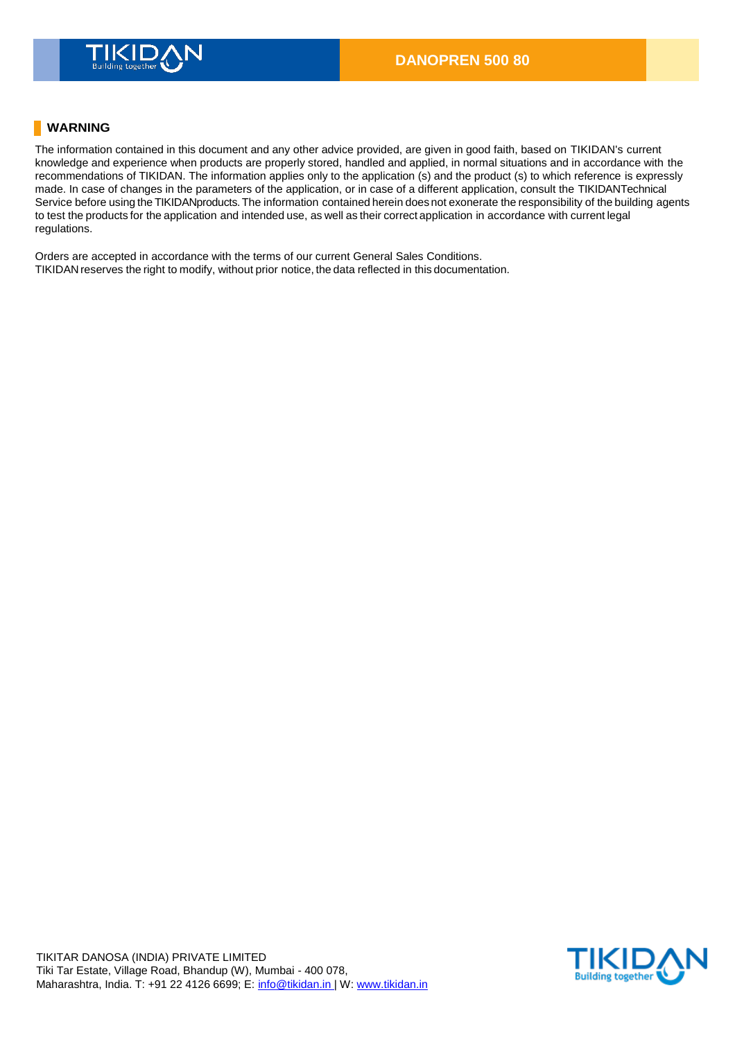## WARNING

The information contained in this document and any other advice provided, are given in good faith, based on TIKIDAN's current knowledge and experience when products are properly stored, handled and applied, in normal situations and in accordance with the recommendations of TIKIDAN. The information applies only to the application (s) and the product (s) to which reference is expressly made. In case of changes in the parameters of the application, or in case of a different application, consult the TIKIDANTechnical Service before using the TIKIDANproducts. The information contained herein does not exonerate the responsibility of the building agents to test the products for the application and intended use, as well as their correct application in accordance with current legal regulations.

Orders are accepted in accordance with the terms of our current General Sales Conditions.
TIKIDAN reserves the right to modify, without prior notice, the data reflected in this documentation.

TIKITAR DANOSA (INDIA) PRIVATE LIMITED
Tiki Tar Estate, Village Road, Bhandup (W), Mumbai - 400 078,
Maharashtra, India. T: +91 22 4126 6699; E: info@tikidan.in | W: www.tikidan.in